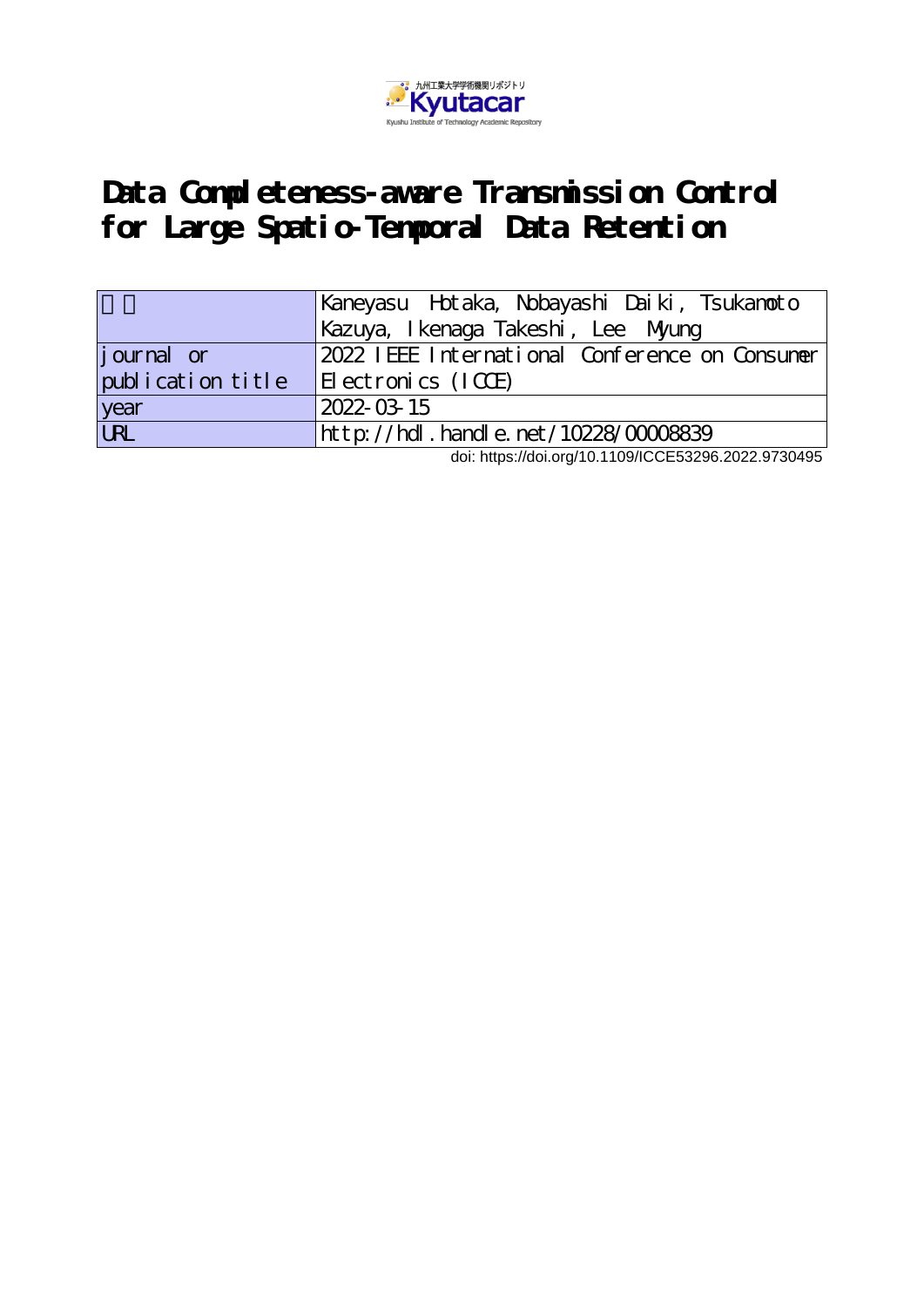# Data Completeness-aware Transmission Control for Large Spatio-Temporal Data Retention

| 著者 | Kaneyasu Hotaka, Nobayashi Daiki, Tsukamoto Kazuya, Ikenaga Takeshi, Lee Myung |
| --- | --- |
| journal or publication title | 2022 IEEE International Conference on Consumer Electronics (ICCE) |
| year | 2022-03-15 |
| URL | http://hdl.handle.net/10228/00008839 |

doi: https://doi.org/10.1109/ICCE53296.2022.9730495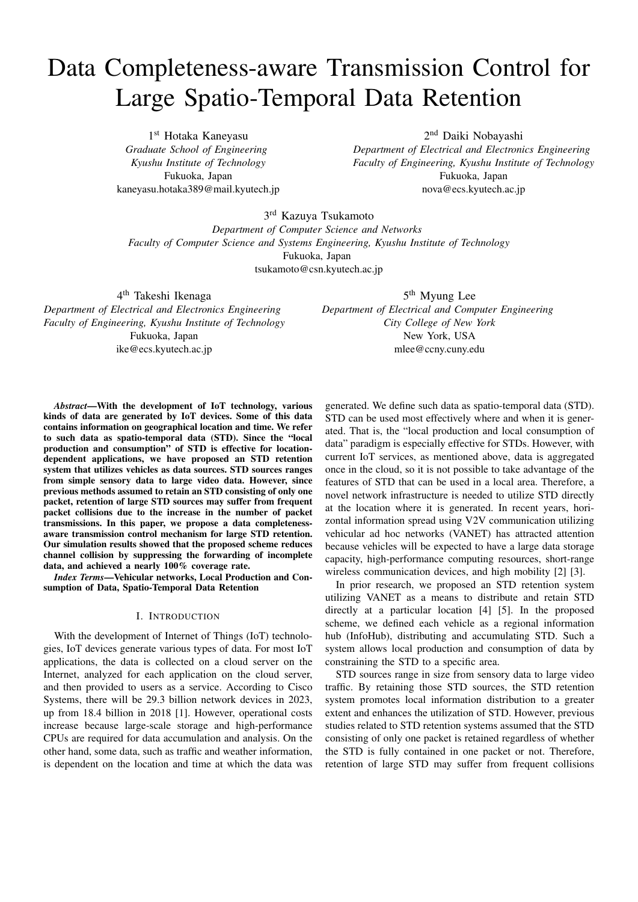# Data Completeness-aware Transmission Control for Large Spatio-Temporal Data Retention

1st Hotaka Kaneyasu
*Graduate School of Engineering*
*Kyushu Institute of Technology*
Fukuoka, Japan
kaneyasu.hotaka389@mail.kyutech.jp

2nd Daiki Nobayashi
*Department of Electrical and Electronics Engineering*
*Faculty of Engineering, Kyushu Institute of Technology*
Fukuoka, Japan
nova@ecs.kyutech.ac.jp

3rd Kazuya Tsukamoto
*Department of Computer Science and Networks*
*Faculty of Computer Science and Systems Engineering, Kyushu Institute of Technology*
Fukuoka, Japan
tsukamoto@csn.kyutech.ac.jp

4th Takeshi Ikenaga
*Department of Electrical and Electronics Engineering*
*Faculty of Engineering, Kyushu Institute of Technology*
Fukuoka, Japan
ike@ecs.kyutech.ac.jp

5th Myung Lee
*Department of Electrical and Computer Engineering*
*City College of New York*
New York, USA
mlee@ccny.cuny.edu

***Abstract*—With the development of IoT technology, various kinds of data are generated by IoT devices. Some of this data contains information on geographical location and time. We refer to such data as spatio-temporal data (STD). Since the "local production and consumption" of STD is effective for location-dependent applications, we have proposed an STD retention system that utilizes vehicles as data sources. STD sources ranges from simple sensory data to large video data. However, since previous methods assumed to retain an STD consisting of only one packet, retention of large STD sources may suffer from frequent packet collisions due to the increase in the number of packet transmissions. In this paper, we propose a data completeness-aware transmission control mechanism for large STD retention. Our simulation results showed that the proposed scheme reduces channel collision by suppressing the forwarding of incomplete data, and achieved a nearly 100% coverage rate.**

***Index Terms*—Vehicular networks, Local Production and Consumption of Data, Spatio-Temporal Data Retention**

## I. Introduction

With the development of Internet of Things (IoT) technologies, IoT devices generate various types of data. For most IoT applications, the data is collected on a cloud server on the Internet, analyzed for each application on the cloud server, and then provided to users as a service. According to Cisco Systems, there will be 29.3 billion network devices in 2023, up from 18.4 billion in 2018 [1]. However, operational costs increase because large-scale storage and high-performance CPUs are required for data accumulation and analysis. On the other hand, some data, such as traffic and weather information, is dependent on the location and time at which the data was generated. We define such data as spatio-temporal data (STD). STD can be used most effectively where and when it is generated. That is, the "local production and local consumption of data" paradigm is especially effective for STDs. However, with current IoT services, as mentioned above, data is aggregated once in the cloud, so it is not possible to take advantage of the features of STD that can be used in a local area. Therefore, a novel network infrastructure is needed to utilize STD directly at the location where it is generated. In recent years, horizontal information spread using V2V communication utilizing vehicular ad hoc networks (VANET) has attracted attention because vehicles will be expected to have a large data storage capacity, high-performance computing resources, short-range wireless communication devices, and high mobility [2] [3].

In prior research, we proposed an STD retention system utilizing VANET as a means to distribute and retain STD directly at a particular location [4] [5]. In the proposed scheme, we defined each vehicle as a regional information hub (InfoHub), distributing and accumulating STD. Such a system allows local production and consumption of data by constraining the STD to a specific area.

STD sources range in size from sensory data to large video traffic. By retaining those STD sources, the STD retention system promotes local information distribution to a greater extent and enhances the utilization of STD. However, previous studies related to STD retention systems assumed that the STD consisting of only one packet is retained regardless of whether the STD is fully contained in one packet or not. Therefore, retention of large STD may suffer from frequent collisions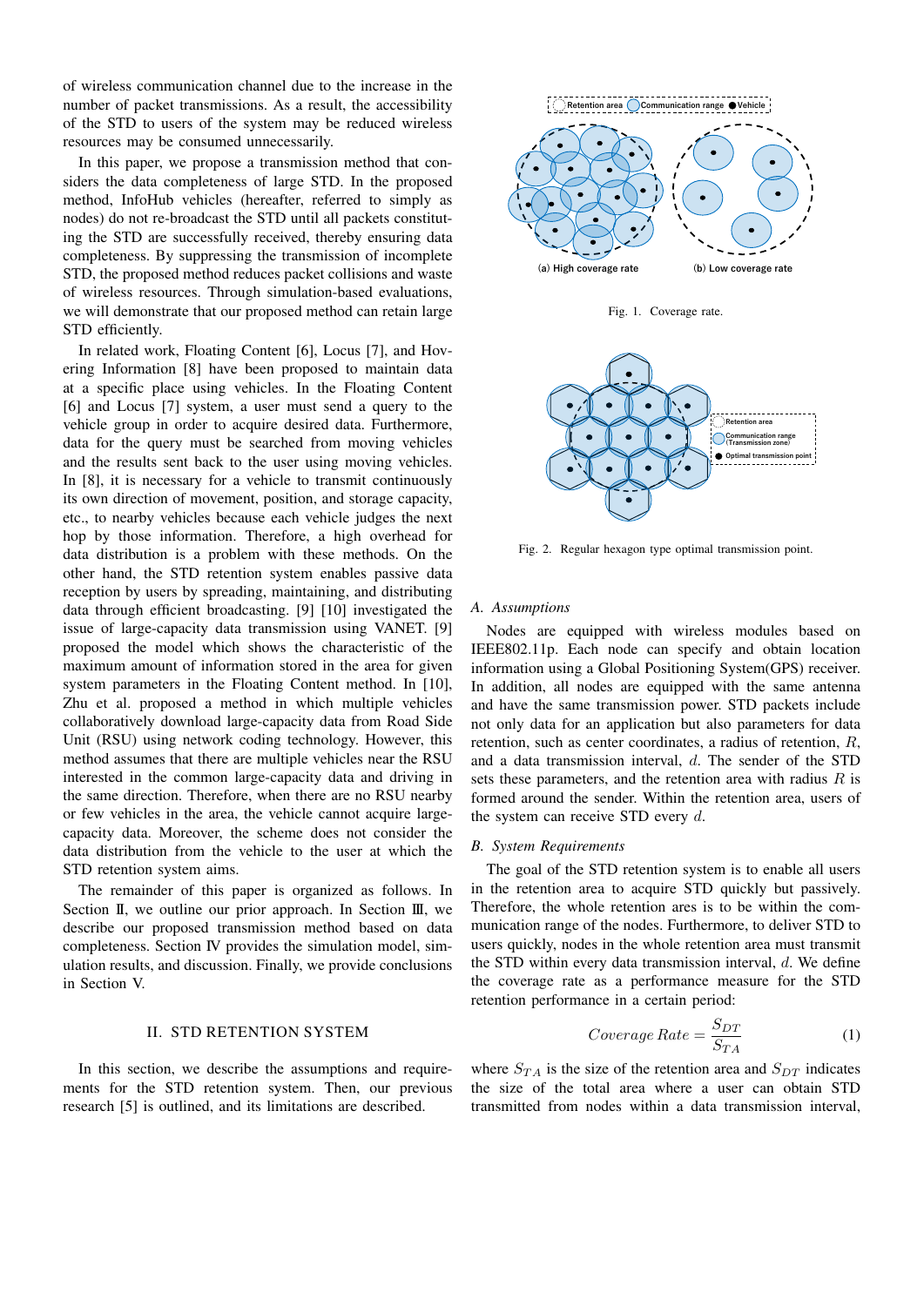of wireless communication channel due to the increase in the number of packet transmissions. As a result, the accessibility of the STD to users of the system may be reduced wireless resources may be consumed unnecessarily.

In this paper, we propose a transmission method that considers the data completeness of large STD. In the proposed method, InfoHub vehicles (hereafter, referred to simply as nodes) do not re-broadcast the STD until all packets constituting the STD are successfully received, thereby ensuring data completeness. By suppressing the transmission of incomplete STD, the proposed method reduces packet collisions and waste of wireless resources. Through simulation-based evaluations, we will demonstrate that our proposed method can retain large STD efficiently.

In related work, Floating Content [6], Locus [7], and Hovering Information [8] have been proposed to maintain data at a specific place using vehicles. In the Floating Content [6] and Locus [7] system, a user must send a query to the vehicle group in order to acquire desired data. Furthermore, data for the query must be searched from moving vehicles and the results sent back to the user using moving vehicles. In [8], it is necessary for a vehicle to transmit continuously its own direction of movement, position, and storage capacity, etc., to nearby vehicles because each vehicle judges the next hop by those information. Therefore, a high overhead for data distribution is a problem with these methods. On the other hand, the STD retention system enables passive data reception by users by spreading, maintaining, and distributing data through efficient broadcasting. [9] [10] investigated the issue of large-capacity data transmission using VANET. [9] proposed the model which shows the characteristic of the maximum amount of information stored in the area for given system parameters in the Floating Content method. In [10], Zhu et al. proposed a method in which multiple vehicles collaboratively download large-capacity data from Road Side Unit (RSU) using network coding technology. However, this method assumes that there are multiple vehicles near the RSU interested in the common large-capacity data and driving in the same direction. Therefore, when there are no RSU nearby or few vehicles in the area, the vehicle cannot acquire large-capacity data. Moreover, the scheme does not consider the data distribution from the vehicle to the user at which the STD retention system aims.

The remainder of this paper is organized as follows. In Section Ⅱ, we outline our prior approach. In Section Ⅲ, we describe our proposed transmission method based on data completeness. Section Ⅳ provides the simulation model, simulation results, and discussion. Finally, we provide conclusions in Section Ⅴ.

## II. STD Retention System

In this section, we describe the assumptions and requirements for the STD retention system. Then, our previous research [5] is outlined, and its limitations are described.

Fig. 1. Coverage rate.

Fig. 2. Regular hexagon type optimal transmission point.

### A. Assumptions

Nodes are equipped with wireless modules based on IEEE802.11p. Each node can specify and obtain location information using a Global Positioning System(GPS) receiver. In addition, all nodes are equipped with the same antenna and have the same transmission power. STD packets include not only data for an application but also parameters for data retention, such as center coordinates, a radius of retention, $R$, and a data transmission interval, $d$. The sender of the STD sets these parameters, and the retention area with radius $R$ is formed around the sender. Within the retention area, users of the system can receive STD every $d$.

### B. System Requirements

The goal of the STD retention system is to enable all users in the retention area to acquire STD quickly but passively. Therefore, the whole retention ares is to be within the communication range of the nodes. Furthermore, to deliver STD to users quickly, nodes in the whole retention area must transmit the STD within every data transmission interval, $d$. We define the coverage rate as a performance measure for the STD retention performance in a certain period:

$$Coverage\ Rate = \frac{S_{DT}}{S_{TA}} \tag{1}$$

where $S_{TA}$ is the size of the retention area and $S_{DT}$ indicates the size of the total area where a user can obtain STD transmitted from nodes within a data transmission interval,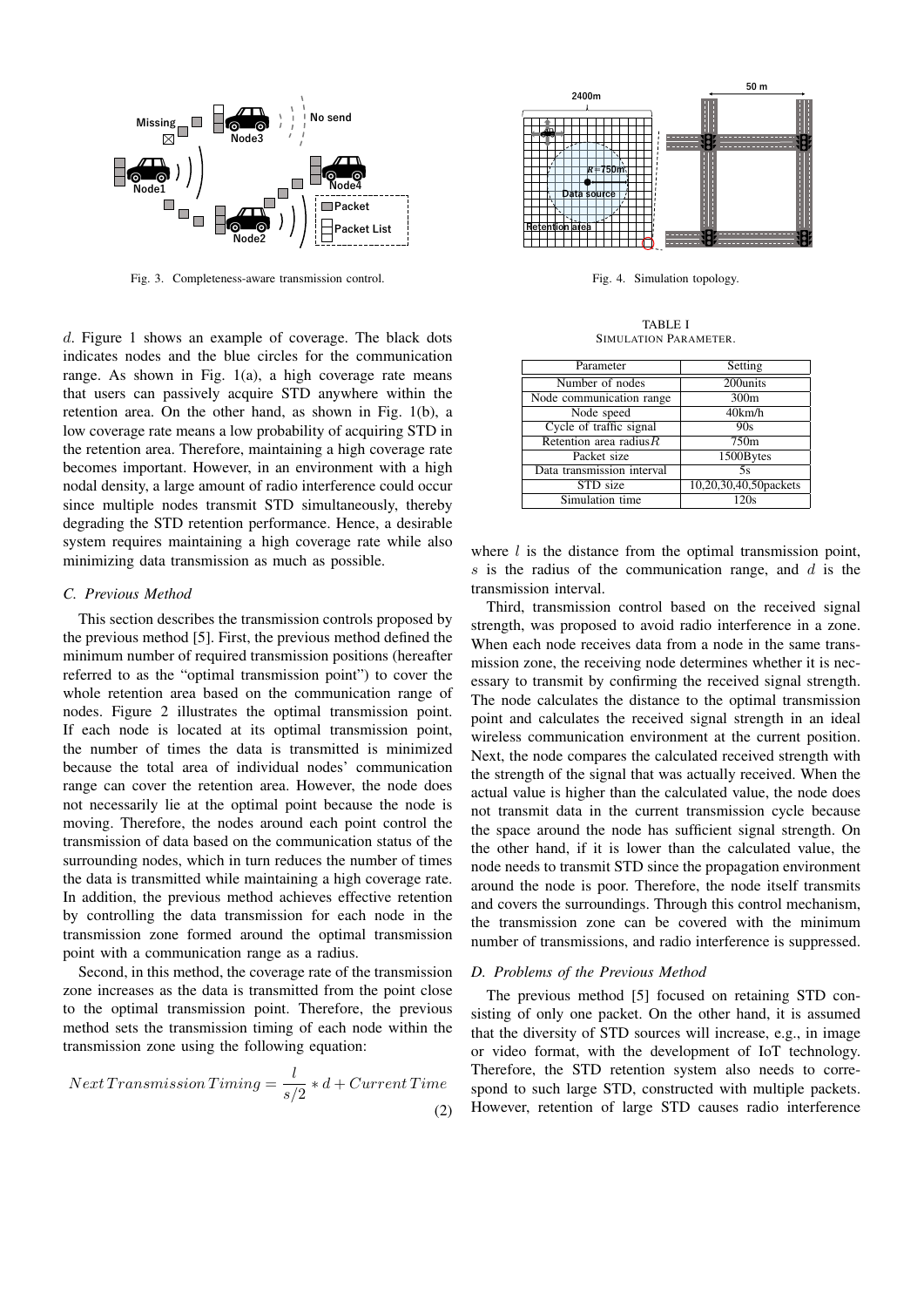Fig. 3. Completeness-aware transmission control.

Fig. 4. Simulation topology.

$d$. Figure 1 shows an example of coverage. The black dots indicates nodes and the blue circles for the communication range. As shown in Fig. 1(a), a high coverage rate means that users can passively acquire STD anywhere within the retention area. On the other hand, as shown in Fig. 1(b), a low coverage rate means a low probability of acquiring STD in the retention area. Therefore, maintaining a high coverage rate becomes important. However, in an environment with a high nodal density, a large amount of radio interference could occur since multiple nodes transmit STD simultaneously, thereby degrading the STD retention performance. Hence, a desirable system requires maintaining a high coverage rate while also minimizing data transmission as much as possible.

### C. Previous Method

This section describes the transmission controls proposed by the previous method [5]. First, the previous method defined the minimum number of required transmission positions (hereafter referred to as the "optimal transmission point") to cover the whole retention area based on the communication range of nodes. Figure 2 illustrates the optimal transmission point. If each node is located at its optimal transmission point, the number of times the data is transmitted is minimized because the total area of individual nodes' communication range can cover the retention area. However, the node does not necessarily lie at the optimal point because the node is moving. Therefore, the nodes around each point control the transmission of data based on the communication status of the surrounding nodes, which in turn reduces the number of times the data is transmitted while maintaining a high coverage rate. In addition, the previous method achieves effective retention by controlling the data transmission for each node in the transmission zone formed around the optimal transmission point with a communication range as a radius.

Second, in this method, the coverage rate of the transmission zone increases as the data is transmitted from the point close to the optimal transmission point. Therefore, the previous method sets the transmission timing of each node within the transmission zone using the following equation:

$$NextTransmissionTiming = \frac{l}{s/2} * d + CurrentTime \tag{2}$$

where $l$ is the distance from the optimal transmission point, $s$ is the radius of the communication range, and $d$ is the transmission interval.

Third, transmission control based on the received signal strength, was proposed to avoid radio interference in a zone. When each node receives data from a node in the same transmission zone, the receiving node determines whether it is necessary to transmit by confirming the received signal strength. The node calculates the distance to the optimal transmission point and calculates the received signal strength in an ideal wireless communication environment at the current position. Next, the node compares the calculated received strength with the strength of the signal that was actually received. When the actual value is higher than the calculated value, the node does not transmit data in the current transmission cycle because the space around the node has sufficient signal strength. On the other hand, if it is lower than the calculated value, the node needs to transmit STD since the propagation environment around the node is poor. Therefore, the node itself transmits and covers the surroundings. Through this control mechanism, the transmission zone can be covered with the minimum number of transmissions, and radio interference is suppressed.

TABLE I
SIMULATION PARAMETER.

| Parameter | Setting |
|---|---|
| Number of nodes | 200units |
| Node communication range | 300m |
| Node speed | 40km/h |
| Cycle of traffic signal | 90s |
| Retention area radius$R$ | 750m |
| Packet size | 1500Bytes |
| Data transmission interval | 5s |
| STD size | 10,20,30,40,50packets |
| Simulation time | 120s |

### D. Problems of the Previous Method

The previous method [5] focused on retaining STD consisting of only one packet. On the other hand, it is assumed that the diversity of STD sources will increase, e.g., in image or video format, with the development of IoT technology. Therefore, the STD retention system also needs to correspond to such large STD, constructed with multiple packets. However, retention of large STD causes radio interference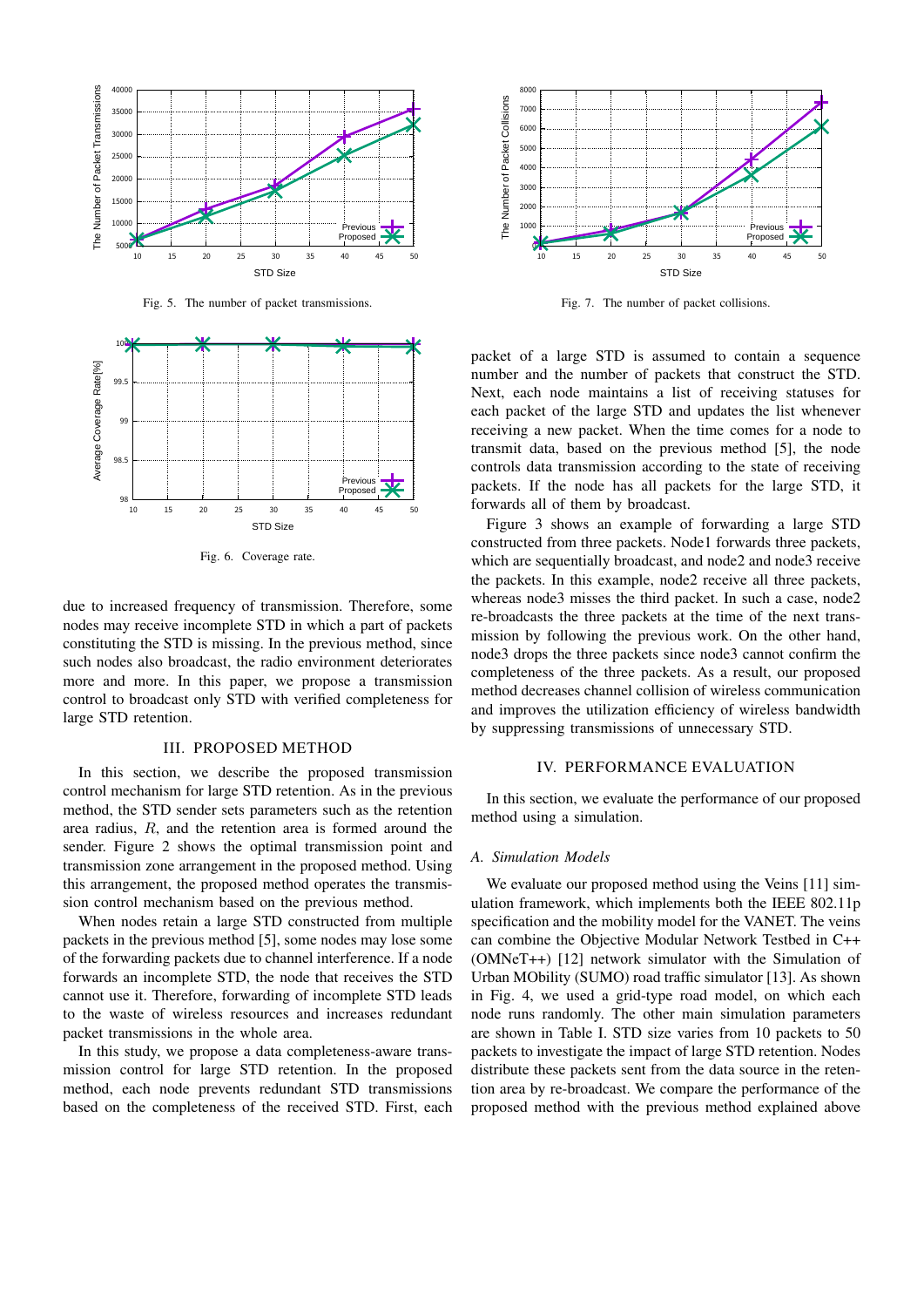Fig. 5. The number of packet transmissions.

Fig. 6. Coverage rate.

Fig. 7. The number of packet collisions.

due to increased frequency of transmission. Therefore, some nodes may receive incomplete STD in which a part of packets constituting the STD is missing. In the previous method, since such nodes also broadcast, the radio environment deteriorates more and more. In this paper, we propose a transmission control to broadcast only STD with verified completeness for large STD retention.

## III. PROPOSED METHOD

In this section, we describe the proposed transmission control mechanism for large STD retention. As in the previous method, the STD sender sets parameters such as the retention area radius, $R$, and the retention area is formed around the sender. Figure 2 shows the optimal transmission point and transmission zone arrangement in the proposed method. Using this arrangement, the proposed method operates the transmission control mechanism based on the previous method.

When nodes retain a large STD constructed from multiple packets in the previous method [5], some nodes may lose some of the forwarding packets due to channel interference. If a node forwards an incomplete STD, the node that receives the STD cannot use it. Therefore, forwarding of incomplete STD leads to the waste of wireless resources and increases redundant packet transmissions in the whole area.

In this study, we propose a data completeness-aware transmission control for large STD retention. In the proposed method, each node prevents redundant STD transmissions based on the completeness of the received STD. First, each packet of a large STD is assumed to contain a sequence number and the number of packets that construct the STD. Next, each node maintains a list of receiving statuses for each packet of the large STD and updates the list whenever receiving a new packet. When the time comes for a node to transmit data, based on the previous method [5], the node controls data transmission according to the state of receiving packets. If the node has all packets for the large STD, it forwards all of them by broadcast.

Figure 3 shows an example of forwarding a large STD constructed from three packets. Node1 forwards three packets, which are sequentially broadcast, and node2 and node3 receive the packets. In this example, node2 receive all three packets, whereas node3 misses the third packet. In such a case, node2 re-broadcasts the three packets at the time of the next transmission by following the previous work. On the other hand, node3 drops the three packets since node3 cannot confirm the completeness of the three packets. As a result, our proposed method decreases channel collision of wireless communication and improves the utilization efficiency of wireless bandwidth by suppressing transmissions of unnecessary STD.

## IV. PERFORMANCE EVALUATION

In this section, we evaluate the performance of our proposed method using a simulation.

### *A. Simulation Models*

We evaluate our proposed method using the Veins [11] simulation framework, which implements both the IEEE 802.11p specification and the mobility model for the VANET. The veins can combine the Objective Modular Network Testbed in C++ (OMNeT++) [12] network simulator with the Simulation of Urban MObility (SUMO) road traffic simulator [13]. As shown in Fig. 4, we used a grid-type road model, on which each node runs randomly. The other main simulation parameters are shown in Table I. STD size varies from 10 packets to 50 packets to investigate the impact of large STD retention. Nodes distribute these packets sent from the data source in the retention area by re-broadcast. We compare the performance of the proposed method with the previous method explained above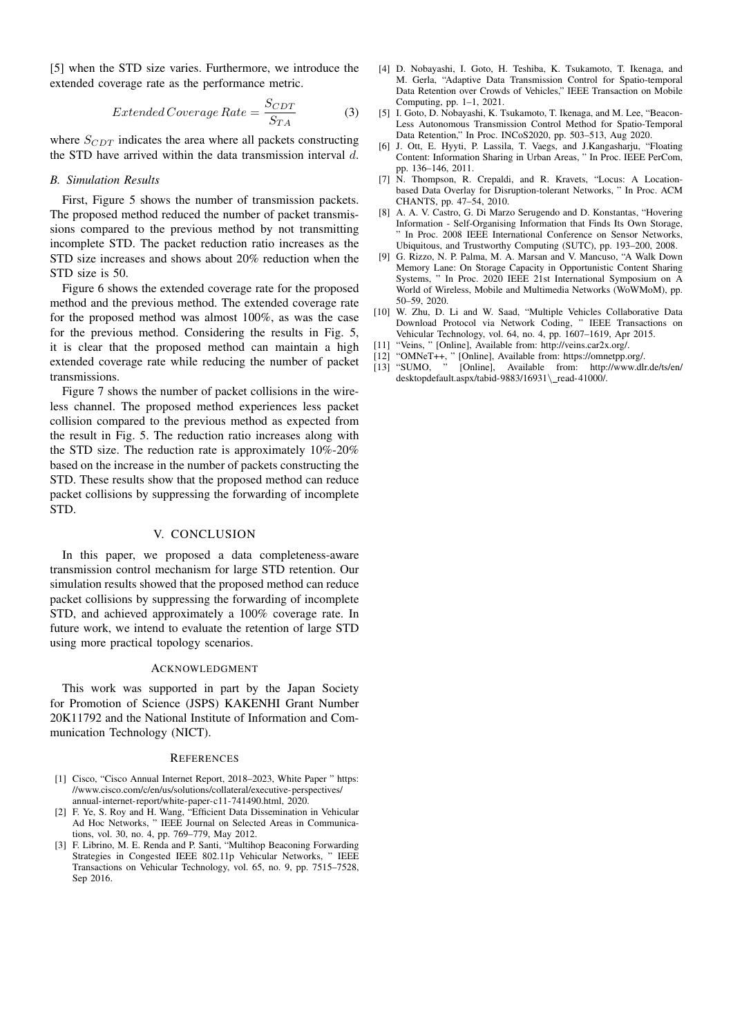[5] when the STD size varies. Furthermore, we introduce the extended coverage rate as the performance metric.

$$Extended\,Coverage\,Rate = \frac{S_{CDT}}{S_{TA}} \tag{3}$$

where $S_{CDT}$ indicates the area where all packets constructing the STD have arrived within the data transmission interval $d$.

### *B. Simulation Results*

First, Figure 5 shows the number of transmission packets. The proposed method reduced the number of packet transmissions compared to the previous method by not transmitting incomplete STD. The packet reduction ratio increases as the STD size increases and shows about 20% reduction when the STD size is 50.

Figure 6 shows the extended coverage rate for the proposed method and the previous method. The extended coverage rate for the proposed method was almost 100%, as was the case for the previous method. Considering the results in Fig. 5, it is clear that the proposed method can maintain a high extended coverage rate while reducing the number of packet transmissions.

Figure 7 shows the number of packet collisions in the wireless channel. The proposed method experiences less packet collision compared to the previous method as expected from the result in Fig. 5. The reduction ratio increases along with the STD size. The reduction rate is approximately 10%-20% based on the increase in the number of packets constructing the STD. These results show that the proposed method can reduce packet collisions by suppressing the forwarding of incomplete STD.

## V. CONCLUSION

In this paper, we proposed a data completeness-aware transmission control mechanism for large STD retention. Our simulation results showed that the proposed method can reduce packet collisions by suppressing the forwarding of incomplete STD, and achieved approximately a 100% coverage rate. In future work, we intend to evaluate the retention of large STD using more practical topology scenarios.

## ACKNOWLEDGMENT

This work was supported in part by the Japan Society for Promotion of Science (JSPS) KAKENHI Grant Number 20K11792 and the National Institute of Information and Communication Technology (NICT).

## REFERENCES

[1] Cisco, "Cisco Annual Internet Report, 2018–2023, White Paper " https://www.cisco.com/c/en/us/solutions/collateral/executive-perspectives/annual-internet-report/white-paper-c11-741490.html, 2020.

[2] F. Ye, S. Roy and H. Wang, "Efficient Data Dissemination in Vehicular Ad Hoc Networks, " IEEE Journal on Selected Areas in Communications, vol. 30, no. 4, pp. 769–779, May 2012.

[3] F. Librino, M. E. Renda and P. Santi, "Multihop Beaconing Forwarding Strategies in Congested IEEE 802.11p Vehicular Networks, " IEEE Transactions on Vehicular Technology, vol. 65, no. 9, pp. 7515–7528, Sep 2016.

[4] D. Nobayashi, I. Goto, H. Teshiba, K. Tsukamoto, T. Ikenaga, and M. Gerla, "Adaptive Data Transmission Control for Spatio-temporal Data Retention over Crowds of Vehicles," IEEE Transaction on Mobile Computing, pp. 1–1, 2021.

[5] I. Goto, D. Nobayashi, K. Tsukamoto, T. Ikenaga, and M. Lee, "Beacon-Less Autonomous Transmission Control Method for Spatio-Temporal Data Retention," In Proc. INCoS2020, pp. 503–513, Aug 2020.

[6] J. Ott, E. Hyyti, P. Lassila, T. Vaegs, and J.Kangasharju, "Floating Content: Information Sharing in Urban Areas, " In Proc. IEEE PerCom, pp. 136–146, 2011.

[7] N. Thompson, R. Crepaldi, and R. Kravets, "Locus: A Location-based Data Overlay for Disruption-tolerant Networks, " In Proc. ACM CHANTS, pp. 47–54, 2010.

[8] A. A. V. Castro, G. Di Marzo Serugendo and D. Konstantas, "Hovering Information - Self-Organising Information that Finds Its Own Storage, " In Proc. 2008 IEEE International Conference on Sensor Networks, Ubiquitous, and Trustworthy Computing (SUTC), pp. 193–200, 2008.

[9] G. Rizzo, N. P. Palma, M. A. Marsan and V. Mancuso, "A Walk Down Memory Lane: On Storage Capacity in Opportunistic Content Sharing Systems, " In Proc. 2020 IEEE 21st International Symposium on A World of Wireless, Mobile and Multimedia Networks (WoWMoM), pp. 50–59, 2020.

[10] W. Zhu, D. Li and W. Saad, "Multiple Vehicles Collaborative Data Download Protocol via Network Coding, " IEEE Transactions on Vehicular Technology, vol. 64, no. 4, pp. 1607–1619, Apr 2015.

[11] "Veins, " [Online], Available from: http://veins.car2x.org/.

[12] "OMNeT++, " [Online], Available from: https://omnetpp.org/.

[13] "SUMO, " [Online], Available from: http://www.dlr.de/ts/en/desktopdefault.aspx/tabid-9883/16931\_read-41000/.